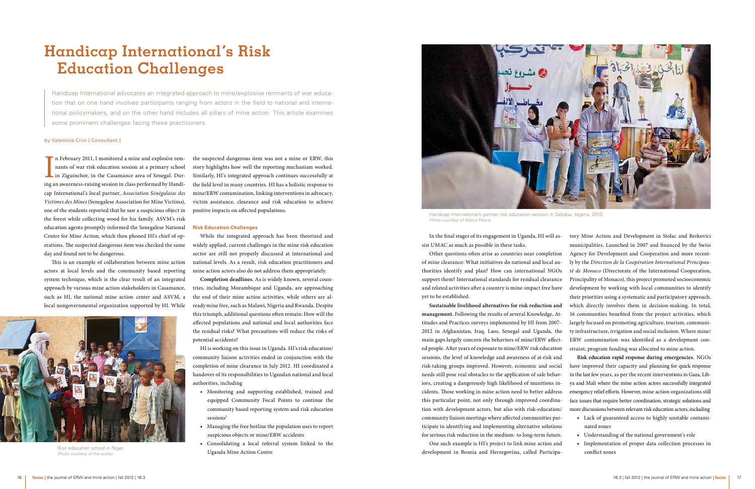# Handicap International's Risk Education Challenges

Handicap International advocates an integrated approach to mine/explosive remnants of war education that on one hand involves participants ranging from actors in the field to national and international policymakers, and on the other hand includes all pillars of mine action. This article examines some prominent challenges facing these practitioners.

by Valentina Crini [ Consultant ]

In February 2011, I monitored a mine and explosive remnants of war risk education session at a primary school in Ziguinchor, in the Casamance area of Senegal. During an awareness-raising session in class performed by Handicap International's local partner, *Association Sénégalaise des Victimes des Mines* (Senegalese Association for Mine Victims), one of the students reported that he saw a suspicious object in the forest while collecting wood for his family. ASVM's risk education agents promptly informed the Senegalese National Centre for Mine Action, which then phoned HI's chief of operations. The suspected dangerous item was checked the same day and found not to be dangerous.

This is an example of collaboration between mine action actors at local levels and the community based reporting system technique, which is the clear result of an integrated approach by various mine action stakeholders in Casamance, such as HI, the national mine action center and ASVM, a local nongovernmental organization supported by HI. While the suspected dangerous item was not a mine or ERW, this story highlights how well the reporting mechanism worked. Similarly, HI's integrated approach continues successfully at the field level in many countries. HI has a holistic response to mine/ERW contamination, linking interventions in advocacy, victim assistance, clearance and risk education to achieve positive impacts on affected populations.

Risk education school in Niger.
*Photo courtesy of the author.*

### Risk Education Challenges

While the integrated approach has been theorized and widely applied, current challenges in the mine risk education sector are still not properly discussed at international and national levels. As a result, risk education practitioners and mine action actors also do not address them appropriately.

**Completion deadlines.** As is widely known, several countries, including Mozambique and Uganda, are approaching the end of their mine action activities, while others are already mine free, such as Malawi, Nigeria and Rwanda. Despite this triumph, additional questions often remain: How will the affected populations and national and local authorities face the residual risks? What precautions will reduce the risks of potential accidents?

HI is working on this issue in Uganda. HI's risk education/community liaison activities ended in conjunction with the completion of mine clearance in July 2012. HI coordinated a handover of its responsibilities to Ugandan national and local authorities, including

- Monitoring and supporting established, trained and equipped Community Focal Points to continue the community based reporting system and risk education sessions[1]
- Managing the free hotline the population uses to report suspicious objects or mine/ERW accidents
- Consolidating a local referral system linked to the Uganda Mine Action Centre

Handicap International's partner risk education session in Sebdou, Algeria, 2010.
*Photo courtesy of Marco Pesce.*

In the final stages of its engagement in Uganda, HI will assist UMAC as much as possible in these tasks.

Other questions often arise as countries near completion of mine clearance: What initiatives do national and local authorities identify and plan? How can international NGOs support them? International standards for residual clearance and related activities after a country is mine-impact free have yet to be established.

**Sustainable livelihood alternatives for risk reduction and management.** Following the results of several Knowledge, Attitudes and Practices surveys implemented by HI from 2007–2012 in Afghanistan, Iraq, Laos, Senegal and Uganda, the main gaps largely concern the behaviors of mine/ERW affected people. After years of exposure to mine/ERW risk education sessions, the level of knowledge and awareness of at-risk and risk-taking groups improved. However, economic and social needs still pose real obstacles to the application of safe behaviors, creating a dangerously high likelihood of munitions incidents. Those working in mine action need to better address this particular point, not only through improved coordination with development actors, but also with risk-education/community liaison meetings where affected communities participate in identifying and implementing alternative solutions for serious risk reduction in the medium- to long-term future.

One such example is HI's project to link mine action and development in Bosnia and Herzegovina, called Participatory Mine Action and Development in Stolac and Berkovici municipalities. Launched in 2007 and financed by the Swiss Agency for Development and Cooperation and more recently by the *Direction de la Coopération International Principauté de Monaco* (Directorate of the International Cooperation, Principality of Monaco), this project promoted socioeconomic development by working with local communities to identify their priorities using a systematic and participatory approach, which directly involves them in decision-making. In total, 16 communities benefited from the project activities, which largely focused on promoting agriculture, tourism, community infrastructure, irrigation and social inclusion. Where mine/ERW contamination was identified as a development constraint, program funding was allocated to mine action.

**Risk education rapid response during emergencies.** NGOs have improved their capacity and planning for quick response in the last few years, as per the recent interventions in Gaza, Libya and Mali where the mine action actors successfully integrated emergency relief efforts. However, mine action organizations still face issues that require better coordination, strategic solutions and more discussions between relevant risk education actors, including

- Lack of guaranteed access to highly unstable contaminated zones
- Understanding of the national government's role
- Implementation of proper data collection processes in conflict zones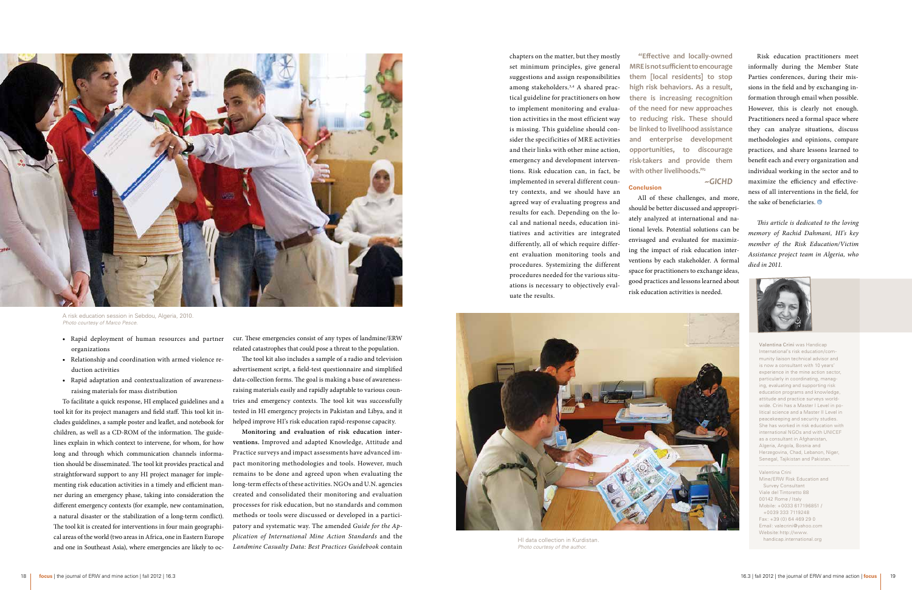A risk education session in Sebdou, Algeria, 2010.
*Photo courtesy of Marco Pesce.*

- Rapid deployment of human resources and partner organizations
- Relationship and coordination with armed violence reduction activities
- Rapid adaptation and contextualization of awareness-raising materials for mass distribution

To facilitate a quick response, HI emplaced guidelines and a tool kit for its project managers and field staff. This tool kit includes guidelines, a sample poster and leaflet, and notebook for children, as well as a CD-ROM of the information. The guidelines explain in which context to intervene, for whom, for how long and through which communication channels information should be disseminated. The tool kit provides practical and straightforward support to any HI project manager for implementing risk education activities in a timely and efficient manner during an emergency phase, taking into consideration the different emergency contexts (for example, new contamination, a natural disaster or the stabilization of a long-term conflict). The tool kit is created for interventions in four main geographical areas of the world (two areas in Africa, one in Eastern Europe and one in Southeast Asia), where emergencies are likely to occur. These emergencies consist of any types of landmine/ERW related catastrophes that could pose a threat to the population.

The tool kit also includes a sample of a radio and television advertisement script, a field-test questionnaire and simplified data-collection forms. The goal is making a base of awareness-raising materials easily and rapidly adaptable to various countries and emergency contexts. The tool kit was successfully tested in HI emergency projects in Pakistan and Libya, and it helped improve HI's risk education rapid-response capacity.

**Monitoring and evaluation of risk education interventions.** Improved and adapted Knowledge, Attitude and Practice surveys and impact assessments have advanced impact monitoring methodologies and tools. However, much remains to be done and agreed upon when evaluating the long-term effects of these activities. NGOs and U.N. agencies created and consolidated their monitoring and evaluation processes for risk education, but no standards and common methods or tools were discussed or developed in a participatory and systematic way. The amended *Guide for the Application of International Mine Action Standards* and the *Landmine Casualty Data: Best Practices Guidebook* contain chapters on the matter, but they mostly set minimum principles, give general suggestions and assign responsibilities among stakeholders.[3,4] A shared practical guideline for practitioners on how to implement monitoring and evaluation activities in the most efficient way is missing. This guideline should consider the specificities of MRE activities and their links with other mine action, emergency and development interventions. Risk education can, in fact, be implemented in several different country contexts, and we should have an agreed way of evaluating progress and results for each. Depending on the local and national needs, education initiatives and activities are integrated differently, all of which require different evaluation monitoring tools and procedures. Systemizing the different procedures needed for the various situations is necessary to objectively evaluate the results.

> **"Effective and locally-owned MRE is not sufficient to encourage them [local residents] to stop high risk behaviors. As a result, there is increasing recognition of the need for new approaches to reducing risk. These should be linked to livelihood assistance and enterprise development opportunities, to discourage risk-takers and provide them with other livelihoods."**[1]
>
> *~GICHD*

### Conclusion

All of these challenges, and more, should be better discussed and appropriately analyzed at international and national levels. Potential solutions can be envisaged and evaluated for maximizing the impact of risk education interventions by each stakeholder. A formal space for practitioners to exchange ideas, good practices and lessons learned about risk education activities is needed.

HI data collection in Kurdistan.
*Photo courtesy of the author.*

Risk education practitioners meet informally during the Member State Parties conferences, during their missions in the field and by exchanging information through email when possible. However, this is clearly not enough. Practitioners need a formal space where they can analyze situations, discuss methodologies and opinions, compare practices, and share lessons learned to benefit each and every organization and individual working in the sector and to maximize the efficiency and effectiveness of all interventions in the field, for the sake of beneficiaries.

*This article is dedicated to the loving memory of Rachid Dahmani, HI's key member of the Risk Education/Victim Assistance project team in Algeria, who died in 2011.*

**Valentina Crini** was Handicap International's risk education/community liaison technical advisor and is now a consultant with 10 years' experience in the mine action sector, particularly in coordinating, managing, evaluating and supporting risk education programs and knowledge, attitude and practice surveys worldwide. Crini has a Master I Level in political science and a Master II Level in peacekeeping and security studies. She has worked in risk education with international NGOs and with UNICEF as a consultant in Afghanistan, Algeria, Angola, Bosnia and Herzegovina, Chad, Lebanon, Niger, Senegal, Tajikistan and Pakistan.

Valentina Crini
Mine/ERW Risk Education and Survey Consultant
Viale del Tintoretto 88
00142 Rome / Italy
Mobile: +0033 617196851 / +0039 333 7119248
Fax: +39 (0) 64 469 29 0
Email: valecrini@yahoo.com
Website: http://www.handicap.international.org